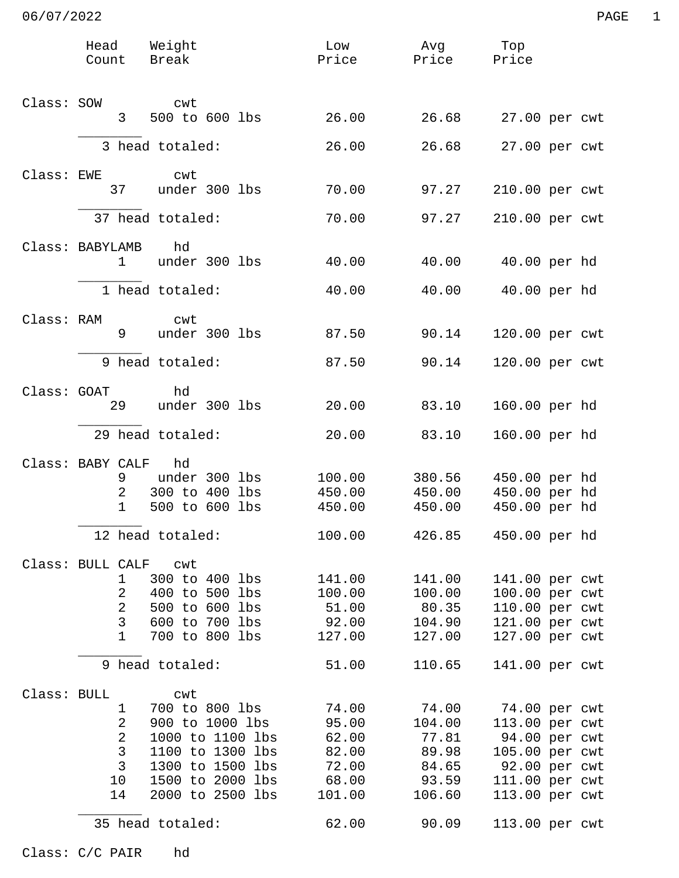06/07/2022

| Head Count | Weight Break | Low Price | Avg Price | Top Price | |
|---|---|---|---|---|---|
| **Class: SOW** | cwt | | | | |
| 3 | 500 to 600 lbs | 26.00 | 26.68 | 27.00 | per cwt |
| 3 head totaled: | | 26.00 | 26.68 | 27.00 | per cwt |
| **Class: EWE** | cwt | | | | |
| 37 | under 300 lbs | 70.00 | 97.27 | 210.00 | per cwt |
| 37 head totaled: | | 70.00 | 97.27 | 210.00 | per cwt |
| **Class: BABYLAMB** | hd | | | | |
| 1 | under 300 lbs | 40.00 | 40.00 | 40.00 | per hd |
| 1 head totaled: | | 40.00 | 40.00 | 40.00 | per hd |
| **Class: RAM** | cwt | | | | |
| 9 | under 300 lbs | 87.50 | 90.14 | 120.00 | per cwt |
| 9 head totaled: | | 87.50 | 90.14 | 120.00 | per cwt |
| **Class: GOAT** | hd | | | | |
| 29 | under 300 lbs | 20.00 | 83.10 | 160.00 | per hd |
| 29 head totaled: | | 20.00 | 83.10 | 160.00 | per hd |
| **Class: BABY CALF** | hd | | | | |
| 9 | under 300 lbs | 100.00 | 380.56 | 450.00 | per hd |
| 2 | 300 to 400 lbs | 450.00 | 450.00 | 450.00 | per hd |
| 1 | 500 to 600 lbs | 450.00 | 450.00 | 450.00 | per hd |
| 12 head totaled: | | 100.00 | 426.85 | 450.00 | per hd |
| **Class: BULL CALF** | cwt | | | | |
| 1 | 300 to 400 lbs | 141.00 | 141.00 | 141.00 | per cwt |
| 2 | 400 to 500 lbs | 100.00 | 100.00 | 100.00 | per cwt |
| 2 | 500 to 600 lbs | 51.00 | 80.35 | 110.00 | per cwt |
| 3 | 600 to 700 lbs | 92.00 | 104.90 | 121.00 | per cwt |
| 1 | 700 to 800 lbs | 127.00 | 127.00 | 127.00 | per cwt |
| 9 head totaled: | | 51.00 | 110.65 | 141.00 | per cwt |
| **Class: BULL** | cwt | | | | |
| 1 | 700 to 800 lbs | 74.00 | 74.00 | 74.00 | per cwt |
| 2 | 900 to 1000 lbs | 95.00 | 104.00 | 113.00 | per cwt |
| 2 | 1000 to 1100 lbs | 62.00 | 77.81 | 94.00 | per cwt |
| 3 | 1100 to 1300 lbs | 82.00 | 89.98 | 105.00 | per cwt |
| 3 | 1300 to 1500 lbs | 72.00 | 84.65 | 92.00 | per cwt |
| 10 | 1500 to 2000 lbs | 68.00 | 93.59 | 111.00 | per cwt |
| 14 | 2000 to 2500 lbs | 101.00 | 106.60 | 113.00 | per cwt |
| 35 head totaled: | | 62.00 | 90.09 | 113.00 | per cwt |
| **Class: C/C PAIR** | hd | | | | |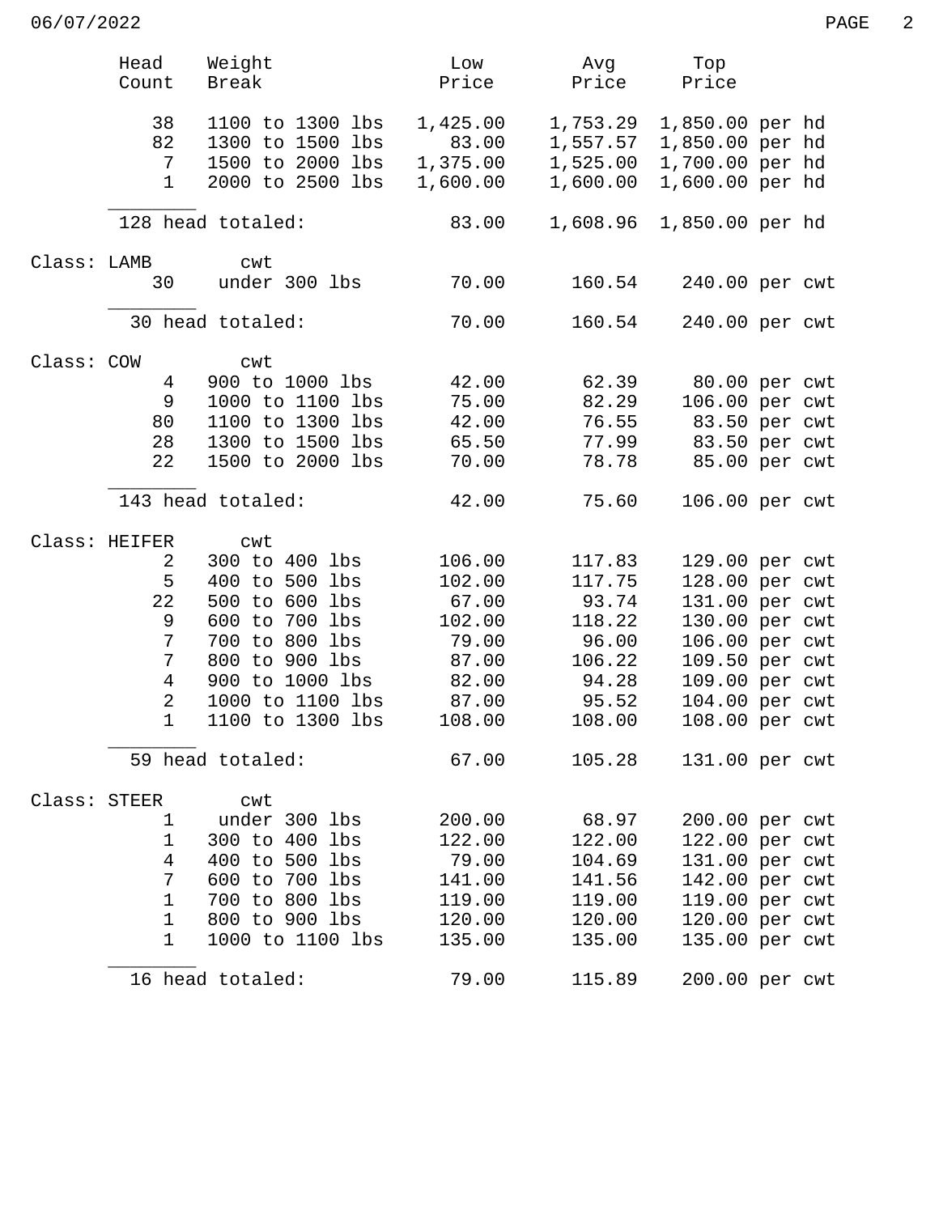| Head Count | Weight Break | Low Price | Avg Price | Top Price | |
|---|---|---|---|---|---|
| 38 | 1100 to 1300 lbs | 1,425.00 | 1,753.29 | 1,850.00 | per hd |
| 82 | 1300 to 1500 lbs | 83.00 | 1,557.57 | 1,850.00 | per hd |
| 7 | 1500 to 2000 lbs | 1,375.00 | 1,525.00 | 1,700.00 | per hd |
| 1 | 2000 to 2500 lbs | 1,600.00 | 1,600.00 | 1,600.00 | per hd |
| 128 head totaled: | | 83.00 | 1,608.96 | 1,850.00 | per hd |

Class: LAMB cwt

| Head Count | Weight Break | Low Price | Avg Price | Top Price | |
|---|---|---|---|---|---|
| 30 | under 300 lbs | 70.00 | 160.54 | 240.00 | per cwt |
| 30 head totaled: | | 70.00 | 160.54 | 240.00 | per cwt |

Class: COW cwt

| Head Count | Weight Break | Low Price | Avg Price | Top Price | |
|---|---|---|---|---|---|
| 4 | 900 to 1000 lbs | 42.00 | 62.39 | 80.00 | per cwt |
| 9 | 1000 to 1100 lbs | 75.00 | 82.29 | 106.00 | per cwt |
| 80 | 1100 to 1300 lbs | 42.00 | 76.55 | 83.50 | per cwt |
| 28 | 1300 to 1500 lbs | 65.50 | 77.99 | 83.50 | per cwt |
| 22 | 1500 to 2000 lbs | 70.00 | 78.78 | 85.00 | per cwt |
| 143 head totaled: | | 42.00 | 75.60 | 106.00 | per cwt |

Class: HEIFER cwt

| Head Count | Weight Break | Low Price | Avg Price | Top Price | |
|---|---|---|---|---|---|
| 2 | 300 to 400 lbs | 106.00 | 117.83 | 129.00 | per cwt |
| 5 | 400 to 500 lbs | 102.00 | 117.75 | 128.00 | per cwt |
| 22 | 500 to 600 lbs | 67.00 | 93.74 | 131.00 | per cwt |
| 9 | 600 to 700 lbs | 102.00 | 118.22 | 130.00 | per cwt |
| 7 | 700 to 800 lbs | 79.00 | 96.00 | 106.00 | per cwt |
| 7 | 800 to 900 lbs | 87.00 | 106.22 | 109.50 | per cwt |
| 4 | 900 to 1000 lbs | 82.00 | 94.28 | 109.00 | per cwt |
| 2 | 1000 to 1100 lbs | 87.00 | 95.52 | 104.00 | per cwt |
| 1 | 1100 to 1300 lbs | 108.00 | 108.00 | 108.00 | per cwt |
| 59 head totaled: | | 67.00 | 105.28 | 131.00 | per cwt |

Class: STEER cwt

| Head Count | Weight Break | Low Price | Avg Price | Top Price | |
|---|---|---|---|---|---|
| 1 | under 300 lbs | 200.00 | 68.97 | 200.00 | per cwt |
| 1 | 300 to 400 lbs | 122.00 | 122.00 | 122.00 | per cwt |
| 4 | 400 to 500 lbs | 79.00 | 104.69 | 131.00 | per cwt |
| 7 | 600 to 700 lbs | 141.00 | 141.56 | 142.00 | per cwt |
| 1 | 700 to 800 lbs | 119.00 | 119.00 | 119.00 | per cwt |
| 1 | 800 to 900 lbs | 120.00 | 120.00 | 120.00 | per cwt |
| 1 | 1000 to 1100 lbs | 135.00 | 135.00 | 135.00 | per cwt |
| 16 head totaled: | | 79.00 | 115.89 | 200.00 | per cwt |